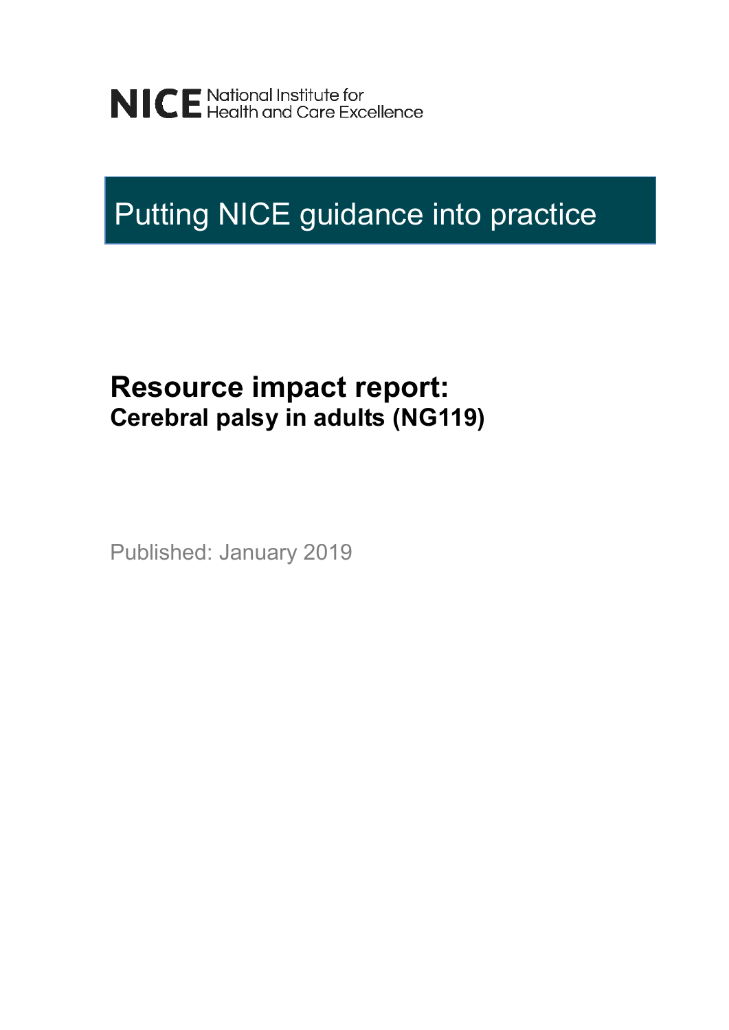NICE National Institute for Health and Care Excellence

# Putting NICE guidance into practice

## Resource impact report:
### Cerebral palsy in adults (NG119)

Published: January 2019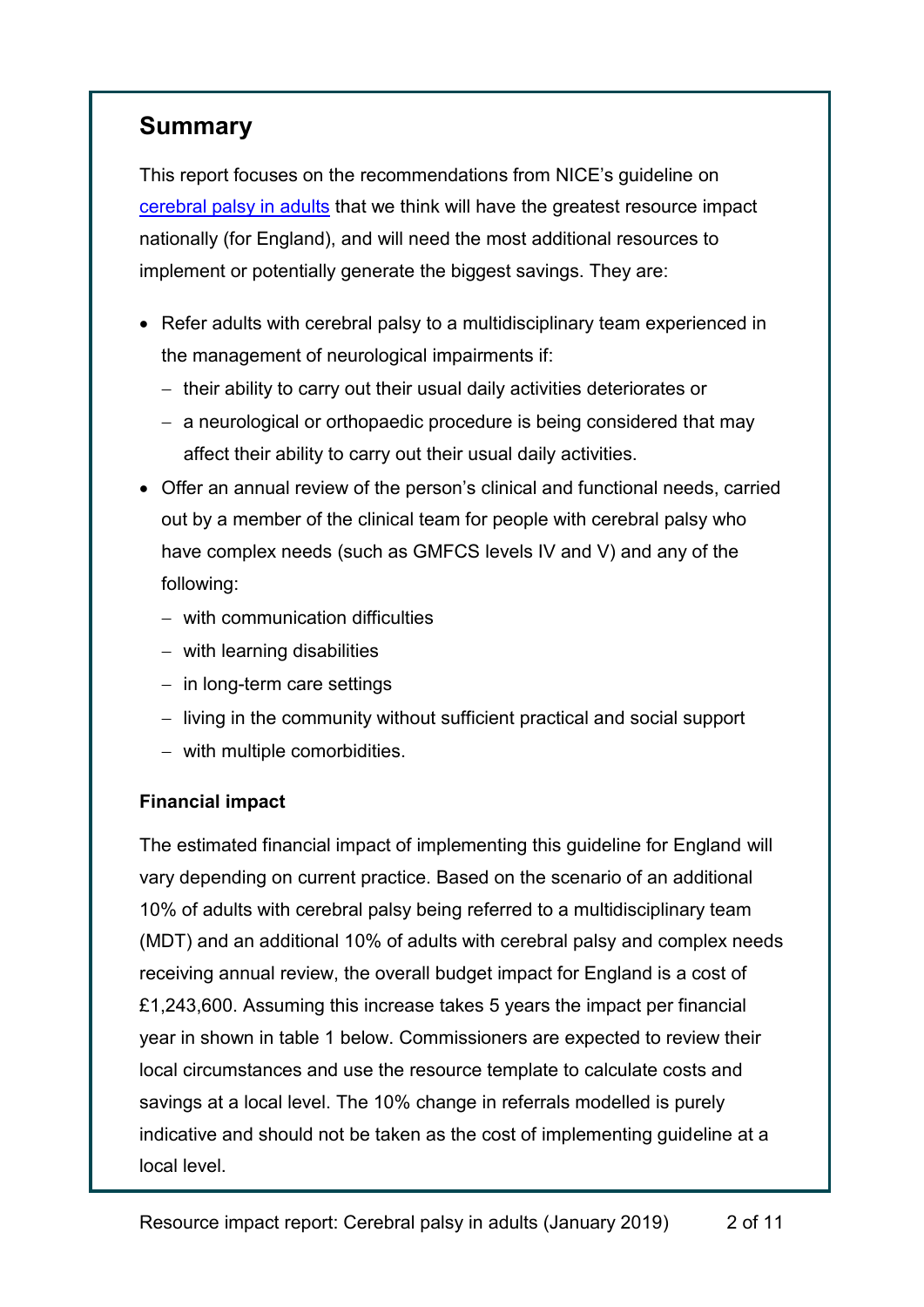## Summary

This report focuses on the recommendations from NICE's guideline on [cerebral palsy in adults] that we think will have the greatest resource impact nationally (for England), and will need the most additional resources to implement or potentially generate the biggest savings. They are:

- Refer adults with cerebral palsy to a multidisciplinary team experienced in the management of neurological impairments if:
  - their ability to carry out their usual daily activities deteriorates or
  - a neurological or orthopaedic procedure is being considered that may affect their ability to carry out their usual daily activities.
- Offer an annual review of the person's clinical and functional needs, carried out by a member of the clinical team for people with cerebral palsy who have complex needs (such as GMFCS levels IV and V) and any of the following:
  - with communication difficulties
  - with learning disabilities
  - in long-term care settings
  - living in the community without sufficient practical and social support
  - with multiple comorbidities.

### Financial impact

The estimated financial impact of implementing this guideline for England will vary depending on current practice. Based on the scenario of an additional 10% of adults with cerebral palsy being referred to a multidisciplinary team (MDT) and an additional 10% of adults with cerebral palsy and complex needs receiving annual review, the overall budget impact for England is a cost of £1,243,600. Assuming this increase takes 5 years the impact per financial year in shown in table 1 below. Commissioners are expected to review their local circumstances and use the resource template to calculate costs and savings at a local level. The 10% change in referrals modelled is purely indicative and should not be taken as the cost of implementing guideline at a local level.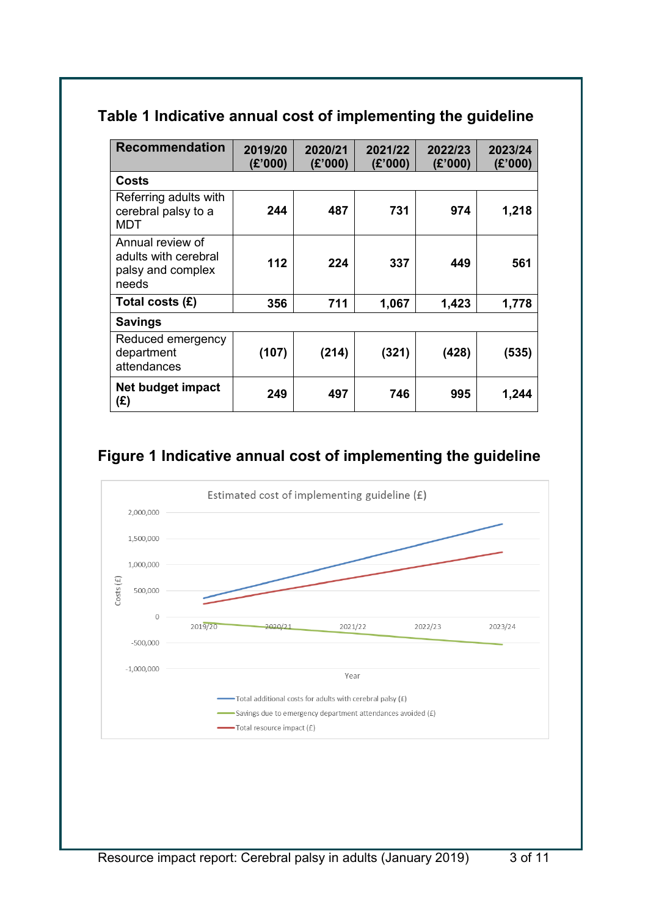## Table 1 Indicative annual cost of implementing the guideline

| Recommendation | 2019/20 (£'000) | 2020/21 (£'000) | 2021/22 (£'000) | 2022/23 (£'000) | 2023/24 (£'000) |
|---|---|---|---|---|---|
| **Costs** | | | | | |
| Referring adults with cerebral palsy to a MDT | **244** | **487** | **731** | **974** | **1,218** |
| Annual review of adults with cerebral palsy and complex needs | **112** | **224** | **337** | **449** | **561** |
| **Total costs (£)** | **356** | **711** | **1,067** | **1,423** | **1,778** |
| **Savings** | | | | | |
| Reduced emergency department attendances | **(107)** | **(214)** | **(321)** | **(428)** | **(535)** |
| **Net budget impact (£)** | **249** | **497** | **746** | **995** | **1,244** |

## Figure 1 Indicative annual cost of implementing the guideline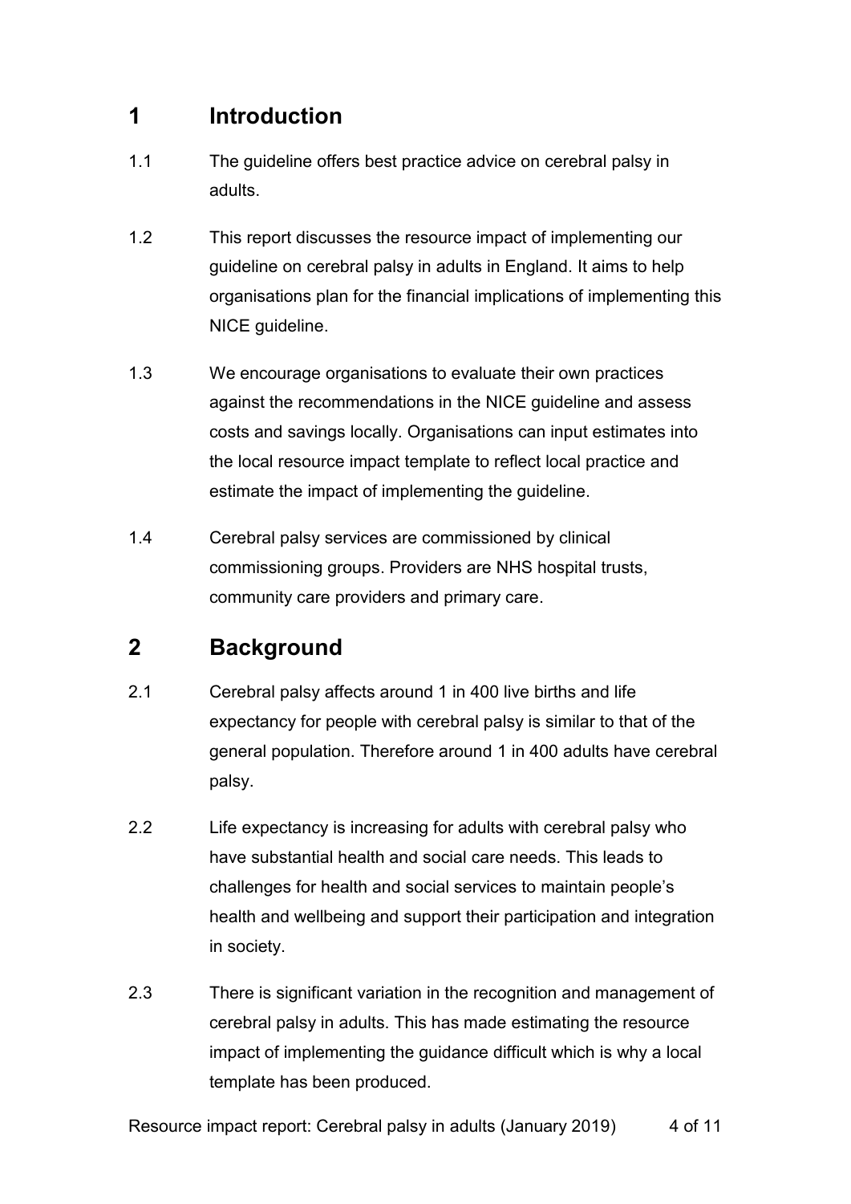# 1 Introduction

1.1 The guideline offers best practice advice on cerebral palsy in adults.

1.2 This report discusses the resource impact of implementing our guideline on cerebral palsy in adults in England. It aims to help organisations plan for the financial implications of implementing this NICE guideline.

1.3 We encourage organisations to evaluate their own practices against the recommendations in the NICE guideline and assess costs and savings locally. Organisations can input estimates into the local resource impact template to reflect local practice and estimate the impact of implementing the guideline.

1.4 Cerebral palsy services are commissioned by clinical commissioning groups. Providers are NHS hospital trusts, community care providers and primary care.

# 2 Background

2.1 Cerebral palsy affects around 1 in 400 live births and life expectancy for people with cerebral palsy is similar to that of the general population. Therefore around 1 in 400 adults have cerebral palsy.

2.2 Life expectancy is increasing for adults with cerebral palsy who have substantial health and social care needs. This leads to challenges for health and social services to maintain people's health and wellbeing and support their participation and integration in society.

2.3 There is significant variation in the recognition and management of cerebral palsy in adults. This has made estimating the resource impact of implementing the guidance difficult which is why a local template has been produced.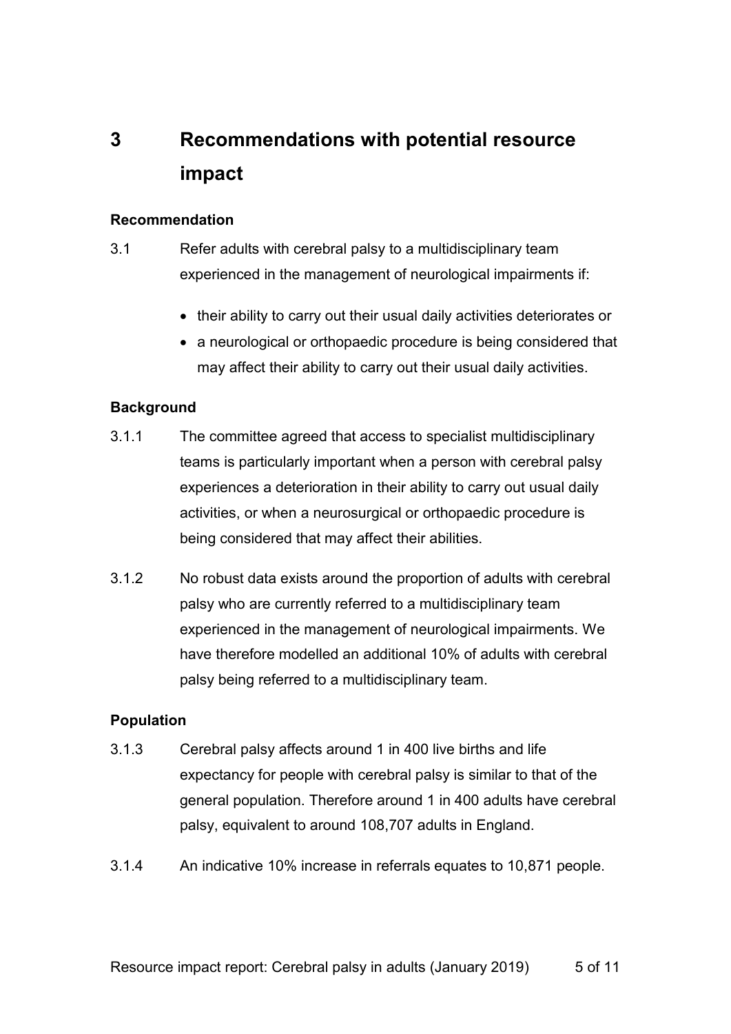# 3 Recommendations with potential resource impact

**Recommendation**

3.1 Refer adults with cerebral palsy to a multidisciplinary team experienced in the management of neurological impairments if:

- their ability to carry out their usual daily activities deteriorates or
- a neurological or orthopaedic procedure is being considered that may affect their ability to carry out their usual daily activities.

**Background**

3.1.1 The committee agreed that access to specialist multidisciplinary teams is particularly important when a person with cerebral palsy experiences a deterioration in their ability to carry out usual daily activities, or when a neurosurgical or orthopaedic procedure is being considered that may affect their abilities.

3.1.2 No robust data exists around the proportion of adults with cerebral palsy who are currently referred to a multidisciplinary team experienced in the management of neurological impairments. We have therefore modelled an additional 10% of adults with cerebral palsy being referred to a multidisciplinary team.

**Population**

3.1.3 Cerebral palsy affects around 1 in 400 live births and life expectancy for people with cerebral palsy is similar to that of the general population. Therefore around 1 in 400 adults have cerebral palsy, equivalent to around 108,707 adults in England.

3.1.4 An indicative 10% increase in referrals equates to 10,871 people.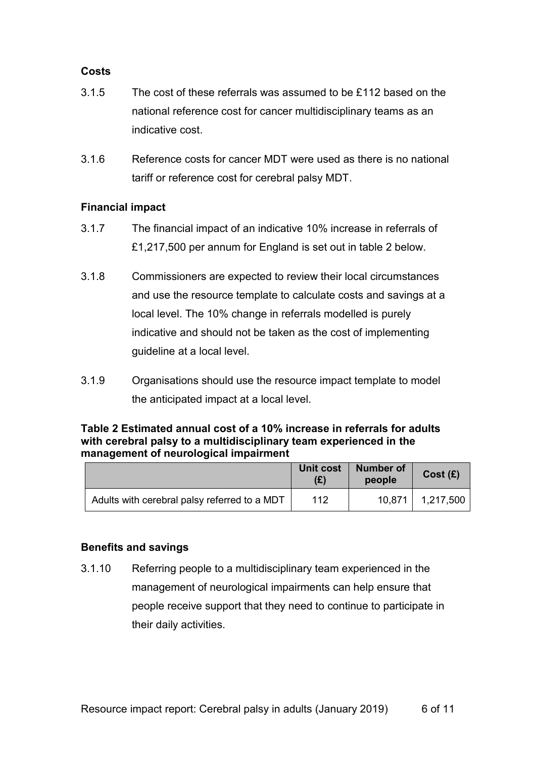**Costs**

3.1.5 The cost of these referrals was assumed to be £112 based on the national reference cost for cancer multidisciplinary teams as an indicative cost.

3.1.6 Reference costs for cancer MDT were used as there is no national tariff or reference cost for cerebral palsy MDT.

**Financial impact**

3.1.7 The financial impact of an indicative 10% increase in referrals of £1,217,500 per annum for England is set out in table 2 below.

3.1.8 Commissioners are expected to review their local circumstances and use the resource template to calculate costs and savings at a local level. The 10% change in referrals modelled is purely indicative and should not be taken as the cost of implementing guideline at a local level.

3.1.9 Organisations should use the resource impact template to model the anticipated impact at a local level.

**Table 2 Estimated annual cost of a 10% increase in referrals for adults with cerebral palsy to a multidisciplinary team experienced in the management of neurological impairment**

| | Unit cost (£) | Number of people | Cost (£) |
|---|---|---|---|
| Adults with cerebral palsy referred to a MDT | 112 | 10,871 | 1,217,500 |

**Benefits and savings**

3.1.10 Referring people to a multidisciplinary team experienced in the management of neurological impairments can help ensure that people receive support that they need to continue to participate in their daily activities.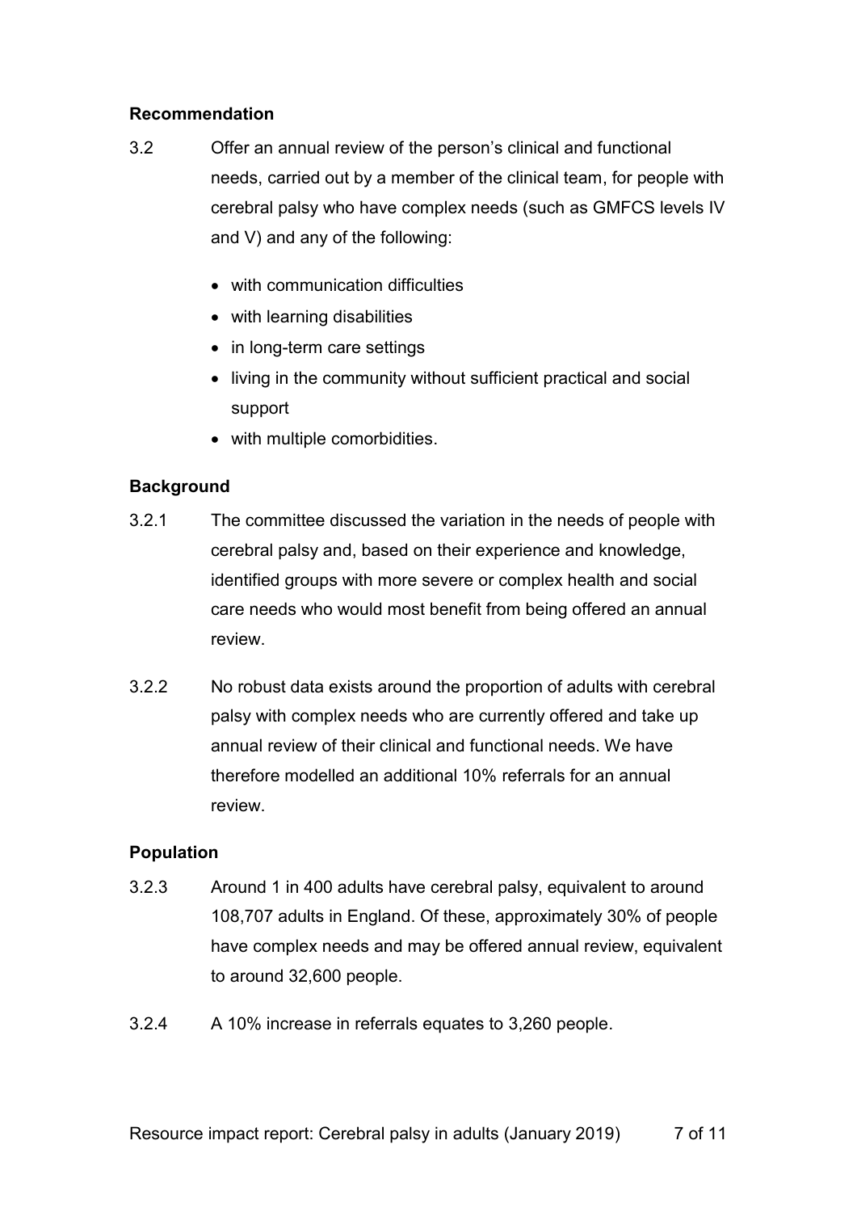### Recommendation

3.2 Offer an annual review of the person's clinical and functional needs, carried out by a member of the clinical team, for people with cerebral palsy who have complex needs (such as GMFCS levels IV and V) and any of the following:

- with communication difficulties
- with learning disabilities
- in long-term care settings
- living in the community without sufficient practical and social support
- with multiple comorbidities.

### Background

3.2.1 The committee discussed the variation in the needs of people with cerebral palsy and, based on their experience and knowledge, identified groups with more severe or complex health and social care needs who would most benefit from being offered an annual review.

3.2.2 No robust data exists around the proportion of adults with cerebral palsy with complex needs who are currently offered and take up annual review of their clinical and functional needs. We have therefore modelled an additional 10% referrals for an annual review.

### Population

3.2.3 Around 1 in 400 adults have cerebral palsy, equivalent to around 108,707 adults in England. Of these, approximately 30% of people have complex needs and may be offered annual review, equivalent to around 32,600 people.

3.2.4 A 10% increase in referrals equates to 3,260 people.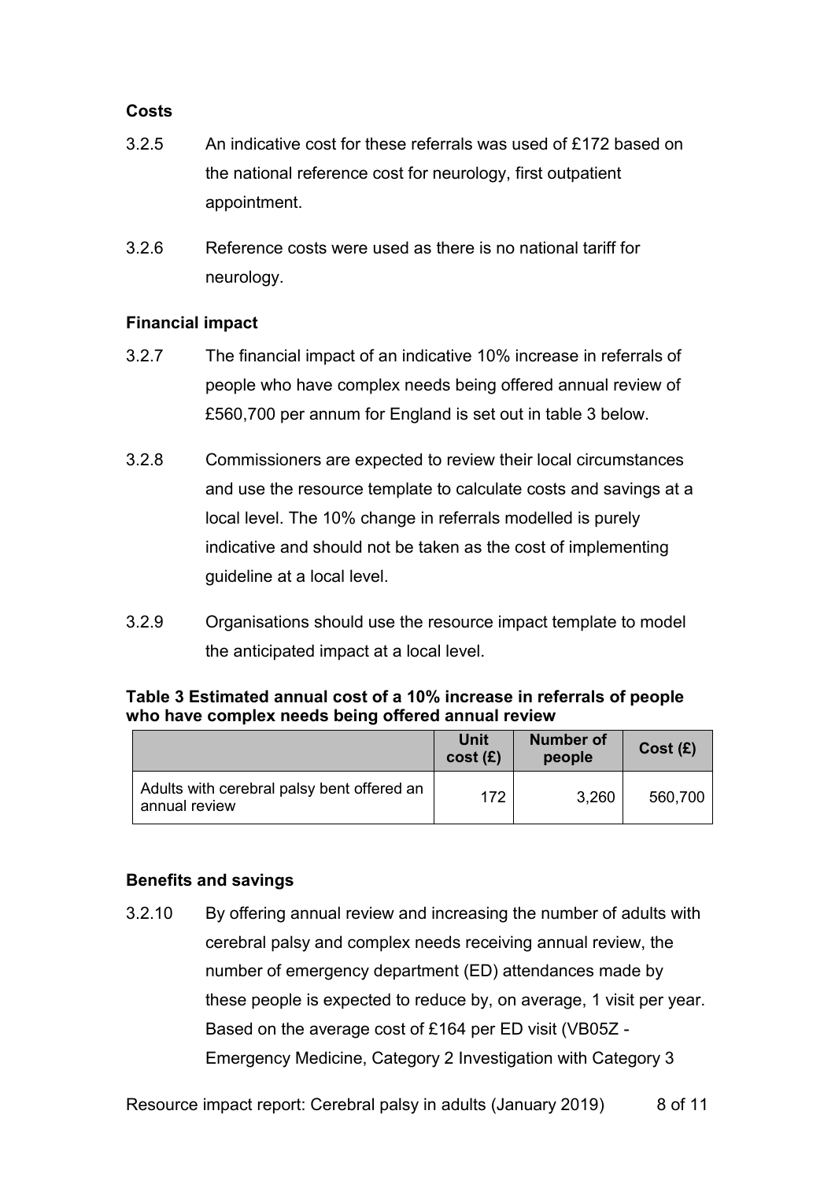### Costs

3.2.5 An indicative cost for these referrals was used of £172 based on the national reference cost for neurology, first outpatient appointment.

3.2.6 Reference costs were used as there is no national tariff for neurology.

### Financial impact

3.2.7 The financial impact of an indicative 10% increase in referrals of people who have complex needs being offered annual review of £560,700 per annum for England is set out in table 3 below.

3.2.8 Commissioners are expected to review their local circumstances and use the resource template to calculate costs and savings at a local level. The 10% change in referrals modelled is purely indicative and should not be taken as the cost of implementing guideline at a local level.

3.2.9 Organisations should use the resource impact template to model the anticipated impact at a local level.

**Table 3 Estimated annual cost of a 10% increase in referrals of people who have complex needs being offered annual review**

| | Unit cost (£) | Number of people | Cost (£) |
|---|---|---|---|
| Adults with cerebral palsy bent offered an annual review | 172 | 3,260 | 560,700 |

### Benefits and savings

3.2.10 By offering annual review and increasing the number of adults with cerebral palsy and complex needs receiving annual review, the number of emergency department (ED) attendances made by these people is expected to reduce by, on average, 1 visit per year. Based on the average cost of £164 per ED visit (VB05Z - Emergency Medicine, Category 2 Investigation with Category 3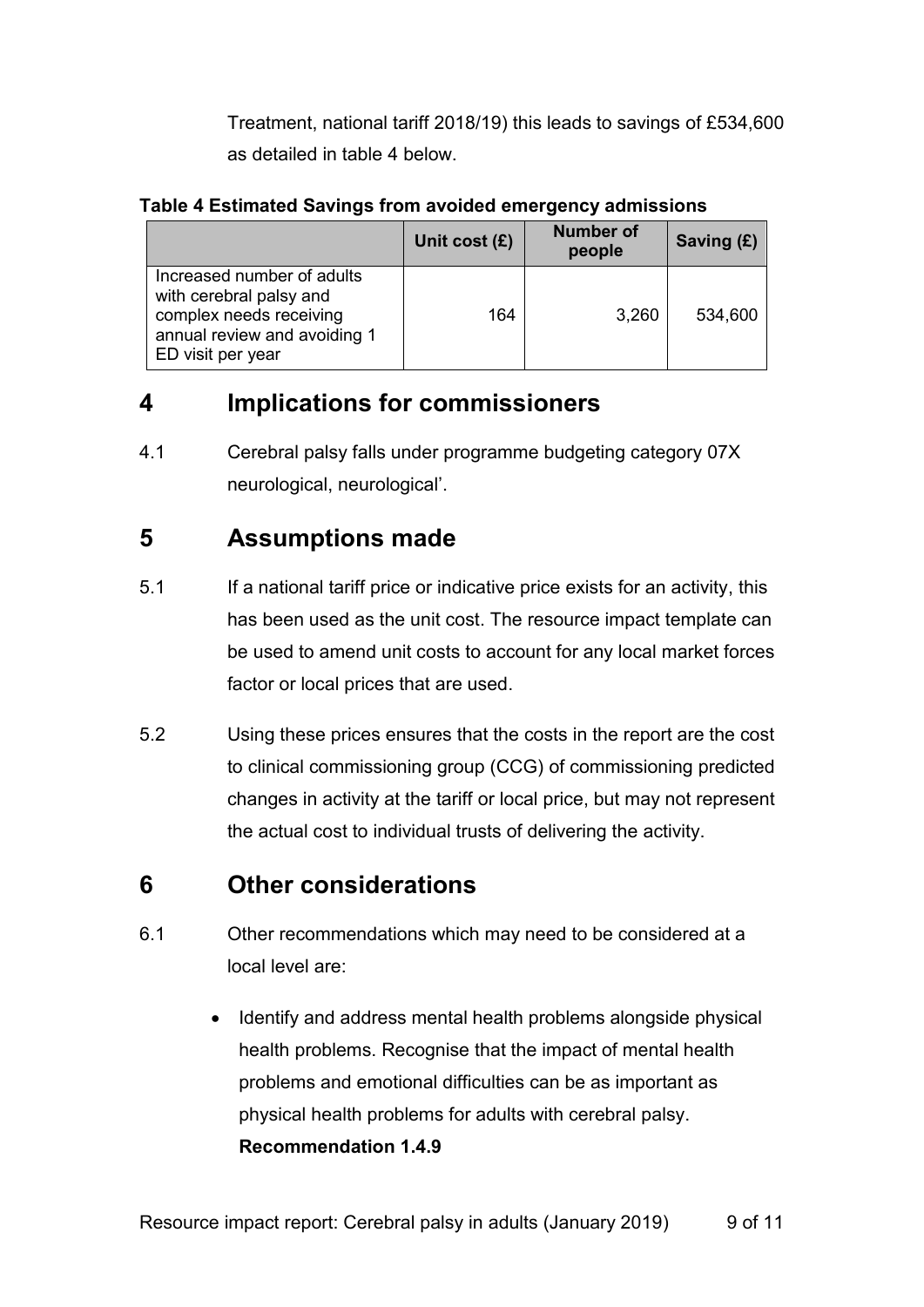Treatment, national tariff 2018/19) this leads to savings of £534,600 as detailed in table 4 below.

**Table 4 Estimated Savings from avoided emergency admissions**

| | Unit cost (£) | Number of people | Saving (£) |
|---|---|---|---|
| Increased number of adults with cerebral palsy and complex needs receiving annual review and avoiding 1 ED visit per year | 164 | 3,260 | 534,600 |

## 4 Implications for commissioners

4.1 Cerebral palsy falls under programme budgeting category 07X neurological, neurological'.

## 5 Assumptions made

5.1 If a national tariff price or indicative price exists for an activity, this has been used as the unit cost. The resource impact template can be used to amend unit costs to account for any local market forces factor or local prices that are used.

5.2 Using these prices ensures that the costs in the report are the cost to clinical commissioning group (CCG) of commissioning predicted changes in activity at the tariff or local price, but may not represent the actual cost to individual trusts of delivering the activity.

## 6 Other considerations

6.1 Other recommendations which may need to be considered at a local level are:

- Identify and address mental health problems alongside physical health problems. Recognise that the impact of mental health problems and emotional difficulties can be as important as physical health problems for adults with cerebral palsy. **Recommendation 1.4.9**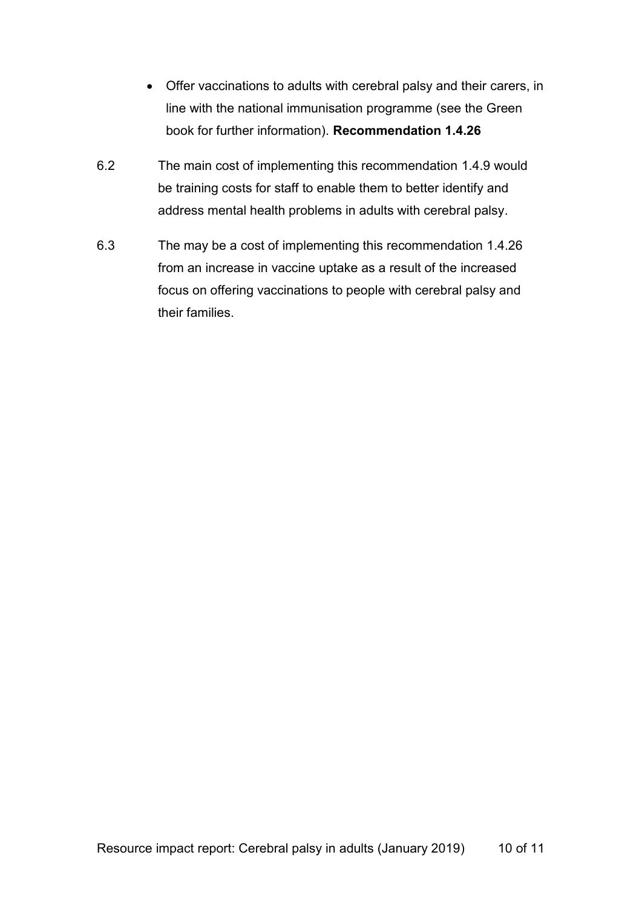- Offer vaccinations to adults with cerebral palsy and their carers, in line with the national immunisation programme (see the Green book for further information). **Recommendation 1.4.26**

6.2 The main cost of implementing this recommendation 1.4.9 would be training costs for staff to enable them to better identify and address mental health problems in adults with cerebral palsy.

6.3 The may be a cost of implementing this recommendation 1.4.26 from an increase in vaccine uptake as a result of the increased focus on offering vaccinations to people with cerebral palsy and their families.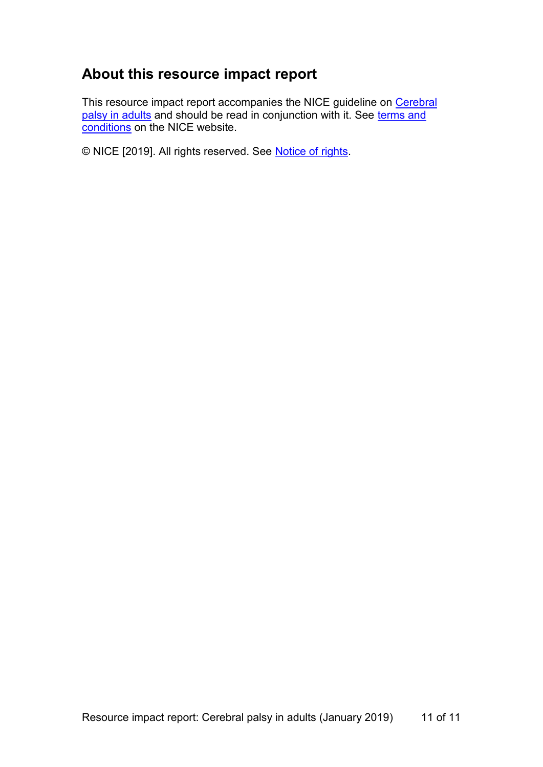## About this resource impact report

This resource impact report accompanies the NICE guideline on Cerebral palsy in adults and should be read in conjunction with it. See terms and conditions on the NICE website.

© NICE [2019]. All rights reserved. See Notice of rights.